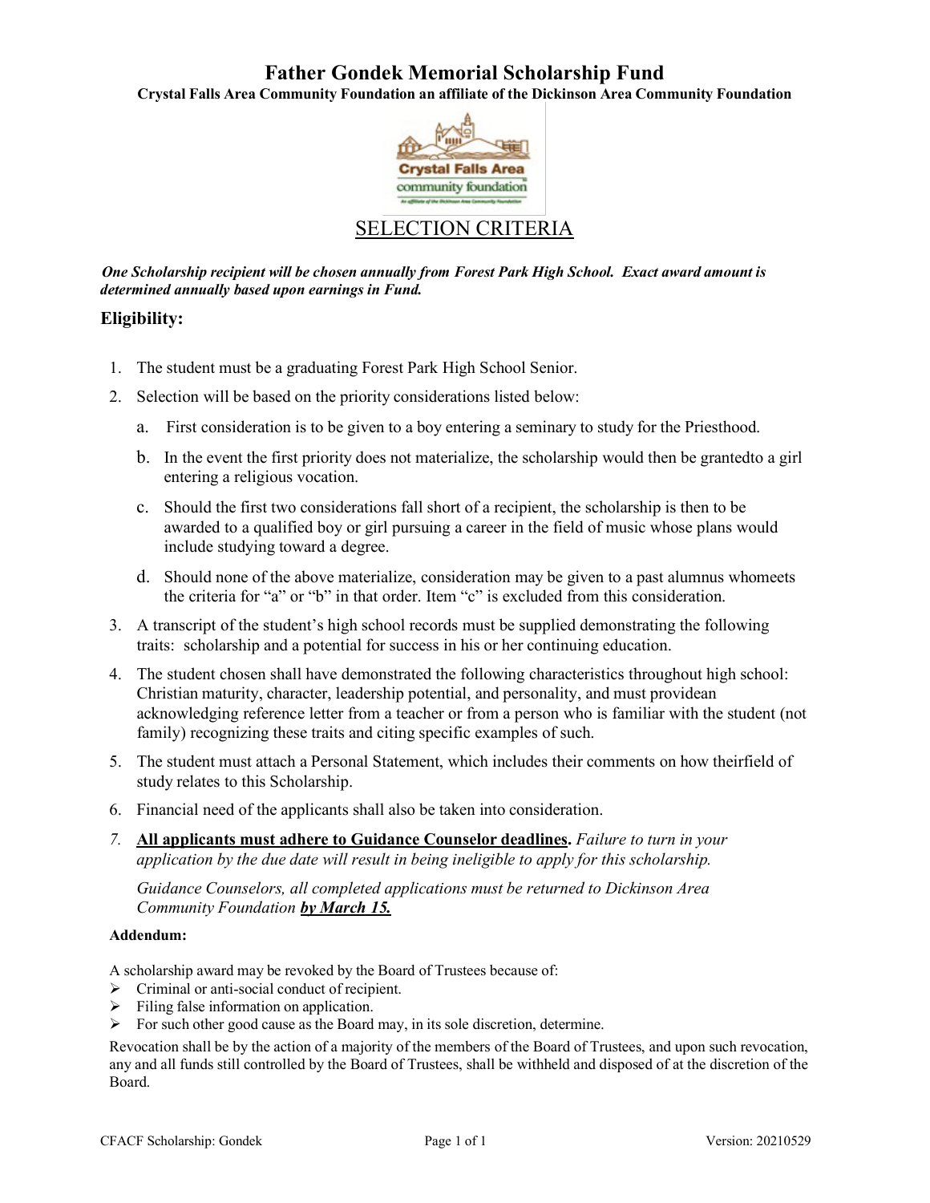# Father Gondek Memorial Scholarship Fund

**Crystal Falls Area Community Foundation an affiliate of the Dickinson Area Community Foundation**

## SELECTION CRITERIA

***One Scholarship recipient will be chosen annually from Forest Park High School. Exact award amount is determined annually based upon earnings in Fund.***

### Eligibility:

1. The student must be a graduating Forest Park High School Senior.
2. Selection will be based on the priority considerations listed below:
   a. First consideration is to be given to a boy entering a seminary to study for the Priesthood.
   b. In the event the first priority does not materialize, the scholarship would then be grantedto a girl entering a religious vocation.
   c. Should the first two considerations fall short of a recipient, the scholarship is then to be awarded to a qualified boy or girl pursuing a career in the field of music whose plans would include studying toward a degree.
   d. Should none of the above materialize, consideration may be given to a past alumnus whomeets the criteria for "a" or "b" in that order. Item "c" is excluded from this consideration.
3. A transcript of the student's high school records must be supplied demonstrating the following traits: scholarship and a potential for success in his or her continuing education.
4. The student chosen shall have demonstrated the following characteristics throughout high school: Christian maturity, character, leadership potential, and personality, and must providean acknowledging reference letter from a teacher or from a person who is familiar with the student (not family) recognizing these traits and citing specific examples of such.
5. The student must attach a Personal Statement, which includes their comments on how theirfield of study relates to this Scholarship.
6. Financial need of the applicants shall also be taken into consideration.
7. **<u>All applicants must adhere to Guidance Counselor deadlines</u>.** *Failure to turn in your application by the due date will result in being ineligible to apply for this scholarship.*

   *Guidance Counselors, all completed applications must be returned to Dickinson Area Community Foundation **<u>by March 15.</u>***

**Addendum:**

A scholarship award may be revoked by the Board of Trustees because of:

- Criminal or anti-social conduct of recipient.
- Filing false information on application.
- For such other good cause as the Board may, in its sole discretion, determine.

Revocation shall be by the action of a majority of the members of the Board of Trustees, and upon such revocation, any and all funds still controlled by the Board of Trustees, shall be withheld and disposed of at the discretion of the Board.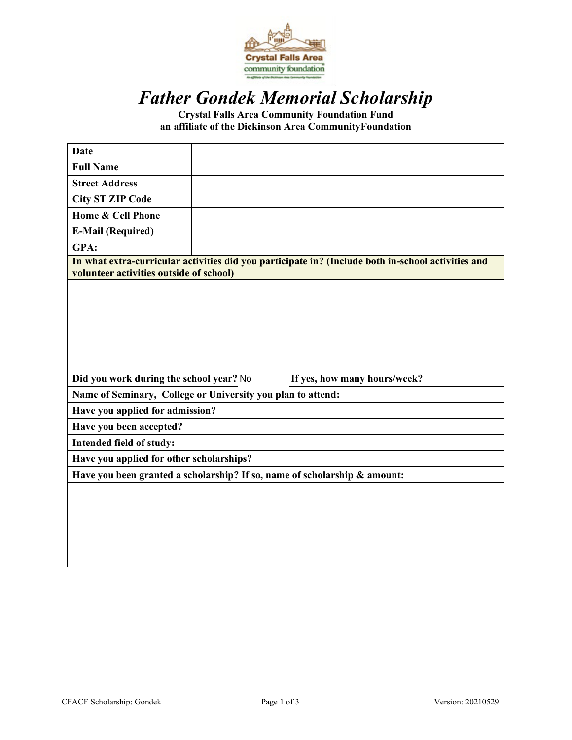# *Father Gondek Memorial Scholarship*

**Crystal Falls Area Community Foundation Fund**
**an affiliate of the Dickinson Area CommunityFoundation**

| | |
|---|---|
| **Date** | |
| **Full Name** | |
| **Street Address** | |
| **City ST ZIP Code** | |
| **Home & Cell Phone** | |
| **E-Mail (Required)** | |
| **GPA:** | |

**In what extra-curricular activities did you participate in? (Include both in-school activities and volunteer activities outside of school)**

**Did you work during the school year?** No **If yes, how many hours/week?**

**Name of Seminary, College or University you plan to attend:**

**Have you applied for admission?**

**Have you been accepted?**

**Intended field of study:**

**Have you applied for other scholarships?**

**Have you been granted a scholarship? If so, name of scholarship & amount:**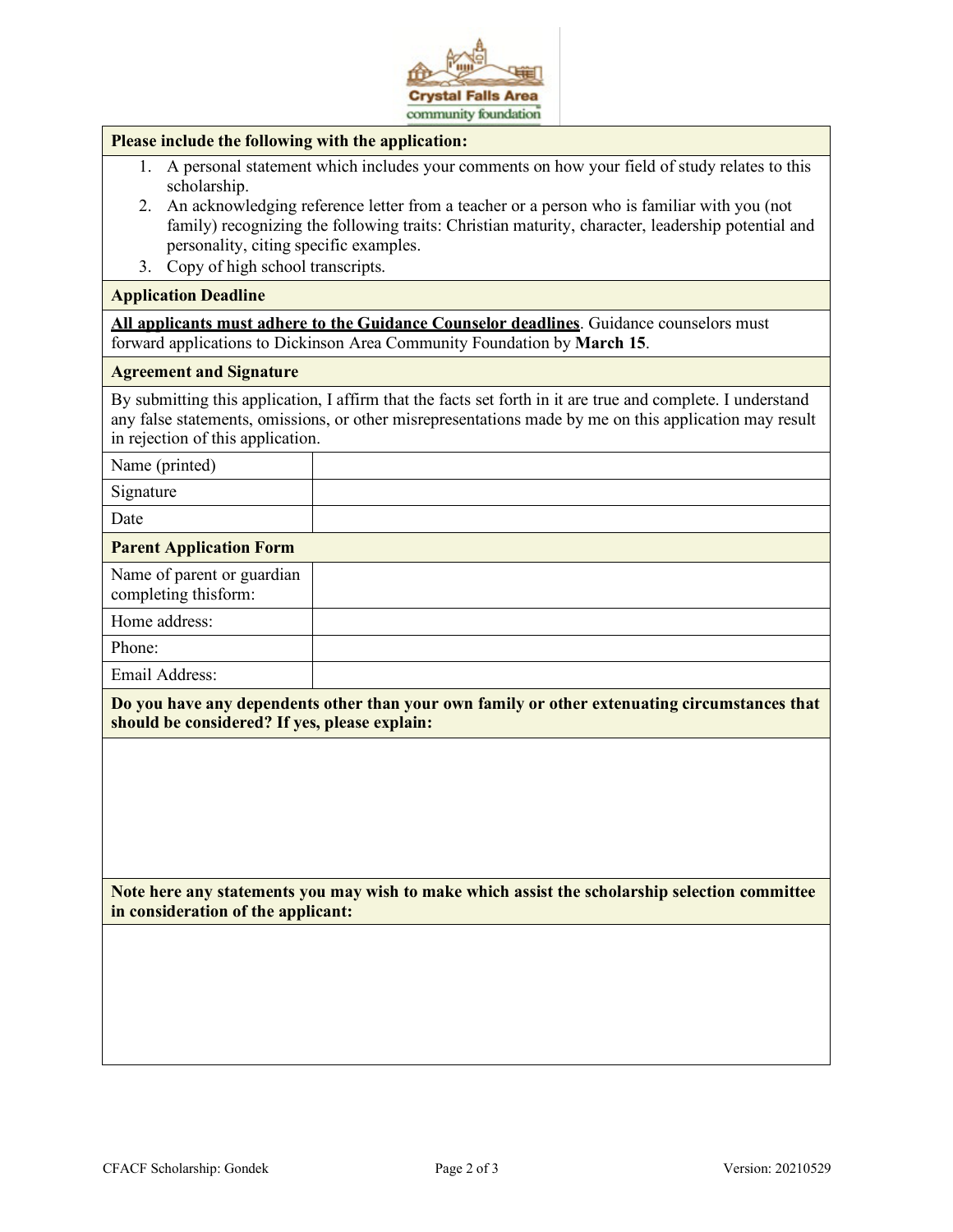**Please include the following with the application:**

1. A personal statement which includes your comments on how your field of study relates to this scholarship.
2. An acknowledging reference letter from a teacher or a person who is familiar with you (not family) recognizing the following traits: Christian maturity, character, leadership potential and personality, citing specific examples.
3. Copy of high school transcripts.

**Application Deadline**

**<u>All applicants must adhere to the Guidance Counselor deadlines</u>**. Guidance counselors must forward applications to Dickinson Area Community Foundation by **March 15**.

**Agreement and Signature**

By submitting this application, I affirm that the facts set forth in it are true and complete. I understand any false statements, omissions, or other misrepresentations made by me on this application may result in rejection of this application.

| | |
|---|---|
| Name (printed) | |
| Signature | |
| Date | |

**Parent Application Form**

| | |
|---|---|
| Name of parent or guardian completing thisform: | |
| Home address: | |
| Phone: | |
| Email Address: | |

**Do you have any dependents other than your own family or other extenuating circumstances that should be considered? If yes, please explain:**

**Note here any statements you may wish to make which assist the scholarship selection committee in consideration of the applicant:**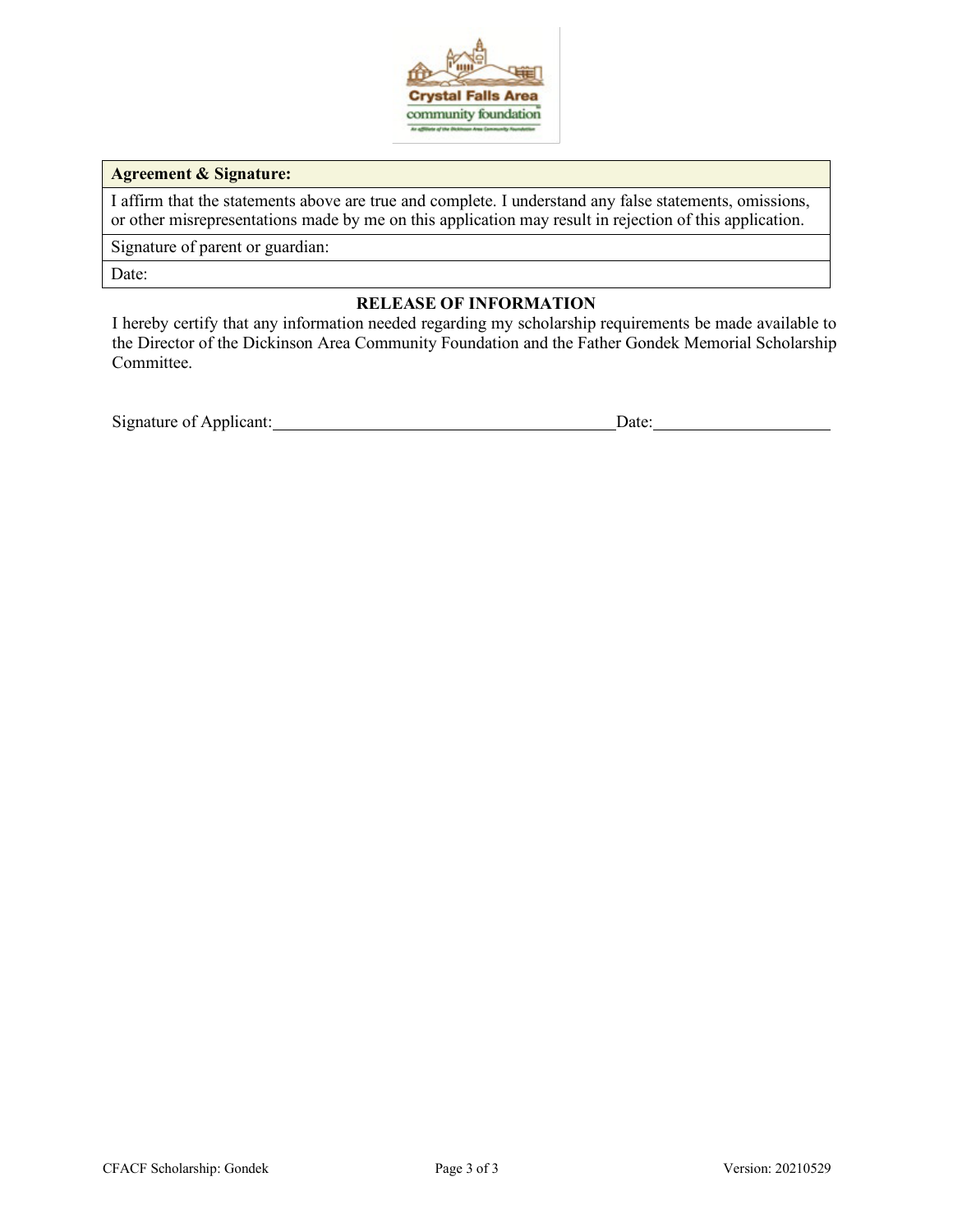| **Agreement & Signature:** |
| --- |
| I affirm that the statements above are true and complete. I understand any false statements, omissions, or other misrepresentations made by me on this application may result in rejection of this application. |
| Signature of parent or guardian: |
| Date: |

**RELEASE OF INFORMATION**

I hereby certify that any information needed regarding my scholarship requirements be made available to the Director of the Dickinson Area Community Foundation and the Father Gondek Memorial Scholarship Committee.

Signature of Applicant:\_\_\_\_\_\_\_\_\_\_\_\_\_\_\_\_\_\_\_\_\_\_\_\_\_\_\_\_\_\_\_\_\_\_\_\_\_\_\_\_ Date:\_\_\_\_\_\_\_\_\_\_\_\_\_\_\_\_\_\_\_\_